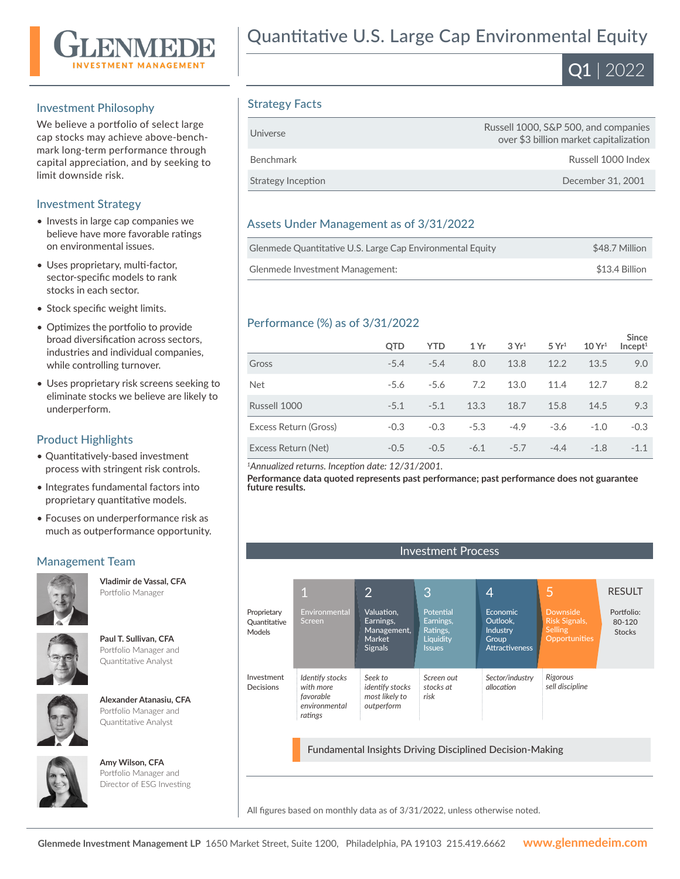# Quantitative U.S. Large Cap Environmental Equity

GLENMEDE INVESTMENT MANAGEMENT

**Q1 | 2022**

## Investment Philosophy

We believe a portfolio of select large cap stocks may achieve above-benchmark long-term performance through capital appreciation, and by seeking to limit downside risk.

## Investment Strategy

- Invests in large cap companies we believe have more favorable ratings on environmental issues.
- Uses proprietary, multi-factor, sector-specific models to rank stocks in each sector.
- Stock specific weight limits.
- Optimizes the portfolio to provide broad diversification across sectors, industries and individual companies, while controlling turnover.
- Uses proprietary risk screens seeking to eliminate stocks we believe are likely to underperform.

## Product Highlights

- Quantitatively-based investment process with stringent risk controls.
- Integrates fundamental factors into proprietary quantitative models.
- Focuses on underperformance risk as much as outperformance opportunity.

## Management Team

**Vladimir de Vassal, CFA**
Portfolio Manager

**Paul T. Sullivan, CFA**
Portfolio Manager and Quantitative Analyst

**Alexander Atanasiu, CFA**
Portfolio Manager and Quantitative Analyst

**Amy Wilson, CFA**
Portfolio Manager and Director of ESG Investing

## Strategy Facts

| | |
|---|---|
| Universe | Russell 1000, S&P 500, and companies over $3 billion market capitalization |
| Benchmark | Russell 1000 Index |
| Strategy Inception | December 31, 2001 |

## Assets Under Management as of 3/31/2022

| | |
|---|---|
| Glenmede Quantitative U.S. Large Cap Environmental Equity | $48.7 Million |
| Glenmede Investment Management: | $13.4 Billion |

## Performance (%) as of 3/31/2022

| | QTD | YTD | 1 Yr | 3 Yr[1] | 5 Yr[1] | 10 Yr[1] | Since Incept[1] |
|---|---|---|---|---|---|---|---|
| Gross | -5.4 | -5.4 | 8.0 | 13.8 | 12.2 | 13.5 | 9.0 |
| Net | -5.6 | -5.6 | 7.2 | 13.0 | 11.4 | 12.7 | 8.2 |
| Russell 1000 | -5.1 | -5.1 | 13.3 | 18.7 | 15.8 | 14.5 | 9.3 |
| Excess Return (Gross) | -0.3 | -0.3 | -5.3 | -4.9 | -3.6 | -1.0 | -0.3 |
| Excess Return (Net) | -0.5 | -0.5 | -6.1 | -5.7 | -4.4 | -1.8 | -1.1 |

[1]*Annualized returns. Inception date: 12/31/2001.*

**Performance data quoted represents past performance; past performance does not guarantee future results.**

## Investment Process

| | 1 | 2 | 3 | 4 | 5 | RESULT |
|---|---|---|---|---|---|---|
| Proprietary Quantitative Models | Environmental Screen | Valuation, Earnings, Management, Market Signals | Potential Earnings, Ratings, Liquidity Issues | Economic Outlook, Industry Group Attractiveness | Downside Risk Signals, Selling Opportunities | Portfolio: 80-120 Stocks |
| Investment Decisions | *Identify stocks with more favorable environmental ratings* | *Seek to identify stocks most likely to outperform* | *Screen out stocks at risk* | *Sector/industry allocation* | *Rigorous sell discipline* | |

Fundamental Insights Driving Disciplined Decision-Making

All figures based on monthly data as of 3/31/2022, unless otherwise noted.

**Glenmede Investment Management LP** 1650 Market Street, Suite 1200, Philadelphia, PA 19103 215.419.6662 **www.glenmedeim.com**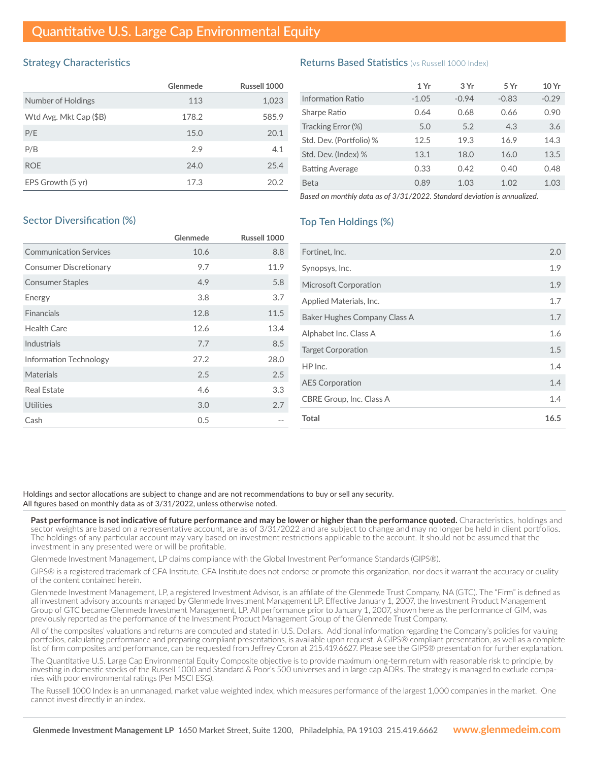# Quantitative U.S. Large Cap Environmental Equity

## Strategy Characteristics

| | Glenmede | Russell 1000 |
|---|---|---|
| Number of Holdings | 113 | 1,023 |
| Wtd Avg. Mkt Cap ($B) | 178.2 | 585.9 |
| P/E | 15.0 | 20.1 |
| P/B | 2.9 | 4.1 |
| ROE | 24.0 | 25.4 |
| EPS Growth (5 yr) | 17.3 | 20.2 |

## Returns Based Statistics (vs Russell 1000 Index)

| | 1 Yr | 3 Yr | 5 Yr | 10 Yr |
|---|---|---|---|---|
| Information Ratio | -1.05 | -0.94 | -0.83 | -0.29 |
| Sharpe Ratio | 0.64 | 0.68 | 0.66 | 0.90 |
| Tracking Error (%) | 5.0 | 5.2 | 4.3 | 3.6 |
| Std. Dev. (Portfolio) % | 12.5 | 19.3 | 16.9 | 14.3 |
| Std. Dev. (Index) % | 13.1 | 18.0 | 16.0 | 13.5 |
| Batting Average | 0.33 | 0.42 | 0.40 | 0.48 |
| Beta | 0.89 | 1.03 | 1.02 | 1.03 |

*Based on monthly data as of 3/31/2022. Standard deviation is annualized.*

## Sector Diversification (%)

| | Glenmede | Russell 1000 |
|---|---|---|
| Communication Services | 10.6 | 8.8 |
| Consumer Discretionary | 9.7 | 11.9 |
| Consumer Staples | 4.9 | 5.8 |
| Energy | 3.8 | 3.7 |
| Financials | 12.8 | 11.5 |
| Health Care | 12.6 | 13.4 |
| Industrials | 7.7 | 8.5 |
| Information Technology | 27.2 | 28.0 |
| Materials | 2.5 | 2.5 |
| Real Estate | 4.6 | 3.3 |
| Utilities | 3.0 | 2.7 |
| Cash | 0.5 | -- |

## Top Ten Holdings (%)

| | |
|---|---|
| Fortinet, Inc. | 2.0 |
| Synopsys, Inc. | 1.9 |
| Microsoft Corporation | 1.9 |
| Applied Materials, Inc. | 1.7 |
| Baker Hughes Company Class A | 1.7 |
| Alphabet Inc. Class A | 1.6 |
| Target Corporation | 1.5 |
| HP Inc. | 1.4 |
| AES Corporation | 1.4 |
| CBRE Group, Inc. Class A | 1.4 |
| **Total** | **16.5** |

Holdings and sector allocations are subject to change and are not recommendations to buy or sell any security.
All figures based on monthly data as of 3/31/2022, unless otherwise noted.

**Past performance is not indicative of future performance and may be lower or higher than the performance quoted.** Characteristics, holdings and sector weights are based on a representative account, are as of 3/31/2022 and are subject to change and may no longer be held in client portfolios. The holdings of any particular account may vary based on investment restrictions applicable to the account. It should not be assumed that the investment in any presented were or will be profitable.

Glenmede Investment Management, LP claims compliance with the Global Investment Performance Standards (GIPS®).

GIPS® is a registered trademark of CFA Institute. CFA Institute does not endorse or promote this organization, nor does it warrant the accuracy or quality of the content contained herein.

Glenmede Investment Management, LP, a registered Investment Advisor, is an affiliate of the Glenmede Trust Company, NA (GTC). The "Firm" is defined as all investment advisory accounts managed by Glenmede Investment Management LP. Effective January 1, 2007, the Investment Product Management Group of GTC became Glenmede Investment Management, LP. All performance prior to January 1, 2007, shown here as the performance of GIM, was previously reported as the performance of the Investment Product Management Group of the Glenmede Trust Company.

All of the composites' valuations and returns are computed and stated in U.S. Dollars. Additional information regarding the Company's policies for valuing portfolios, calculating performance and preparing compliant presentations, is available upon request. A GIPS® compliant presentation, as well as a complete list of firm composites and performance, can be requested from Jeffrey Coron at 215.419.6627. Please see the GIPS® presentation for further explanation.

The Quantitative U.S. Large Cap Environmental Equity Composite objective is to provide maximum long-term return with reasonable risk to principle, by investing in domestic stocks of the Russell 1000 and Standard & Poor's 500 universes and in large cap ADRs. The strategy is managed to exclude companies with poor environmental ratings (Per MSCI ESG).

The Russell 1000 Index is an unmanaged, market value weighted index, which measures performance of the largest 1,000 companies in the market. One cannot invest directly in an index.

**Glenmede Investment Management LP** 1650 Market Street, Suite 1200, Philadelphia, PA 19103 215.419.6662 **www.glenmedeim.com**